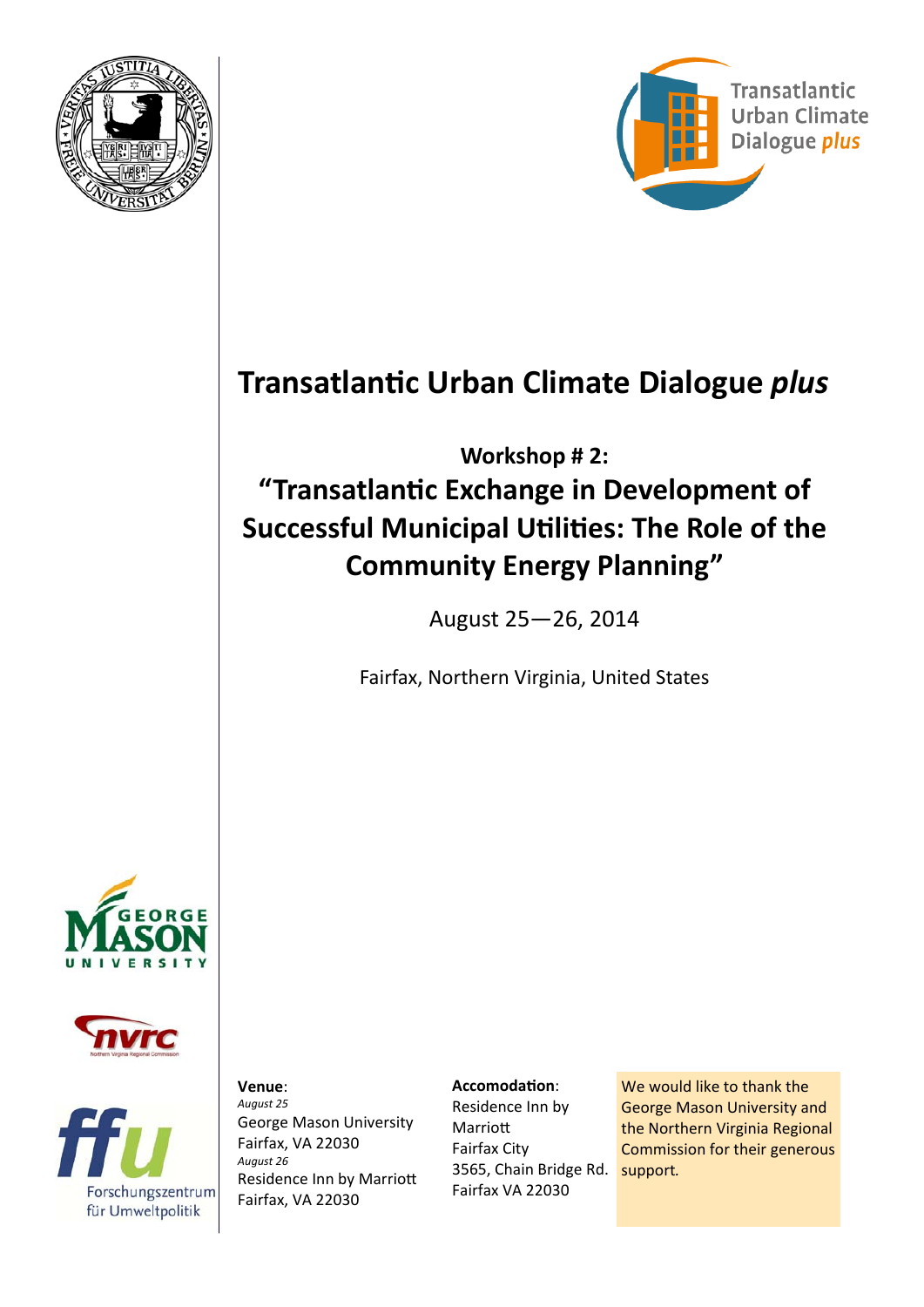# Transatlantic Urban Climate Dialogue *plus*

## Workshop # 2:
## "Transatlantic Exchange in Development of Successful Municipal Utilities: The Role of the Community Energy Planning"

August 25—26, 2014

Fairfax, Northern Virginia, United States

**Venue**:
*August 25*
George Mason University
Fairfax, VA 22030
*August 26*
Residence Inn by Marriott
Fairfax, VA 22030

**Accomodation**:
Residence Inn by Marriott
Fairfax City
3565, Chain Bridge Rd.
Fairfax VA 22030

We would like to thank the George Mason University and the Northern Virginia Regional Commission for their generous support.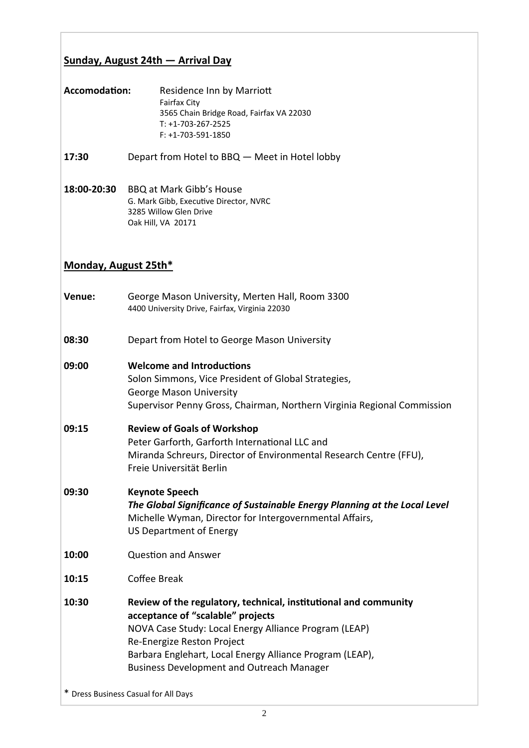## Sunday, August 24th — Arrival Day

**Accomodation:** Residence Inn by Marriott
Fairfax City
3565 Chain Bridge Road, Fairfax VA 22030
T: +1-703-267-2525
F: +1-703-591-1850

**17:30** Depart from Hotel to BBQ — Meet in Hotel lobby

**18:00-20:30** BBQ at Mark Gibb's House
G. Mark Gibb, Executive Director, NVRC
3285 Willow Glen Drive
Oak Hill, VA 20171

## Monday, August 25th*

**Venue:** George Mason University, Merten Hall, Room 3300
4400 University Drive, Fairfax, Virginia 22030

**08:30** Depart from Hotel to George Mason University

**09:00** **Welcome and Introductions**
Solon Simmons, Vice President of Global Strategies,
George Mason University
Supervisor Penny Gross, Chairman, Northern Virginia Regional Commission

**09:15** **Review of Goals of Workshop**
Peter Garforth, Garforth International LLC and
Miranda Schreurs, Director of Environmental Research Centre (FFU),
Freie Universität Berlin

**09:30** **Keynote Speech**
***The Global Significance of Sustainable Energy Planning at the Local Level***
Michelle Wyman, Director for Intergovernmental Affairs,
US Department of Energy

**10:00** Question and Answer

**10:15** Coffee Break

**10:30** **Review of the regulatory, technical, institutional and community acceptance of "scalable" projects**
NOVA Case Study: Local Energy Alliance Program (LEAP)
Re-Energize Reston Project
Barbara Englehart, Local Energy Alliance Program (LEAP),
Business Development and Outreach Manager

* Dress Business Casual for All Days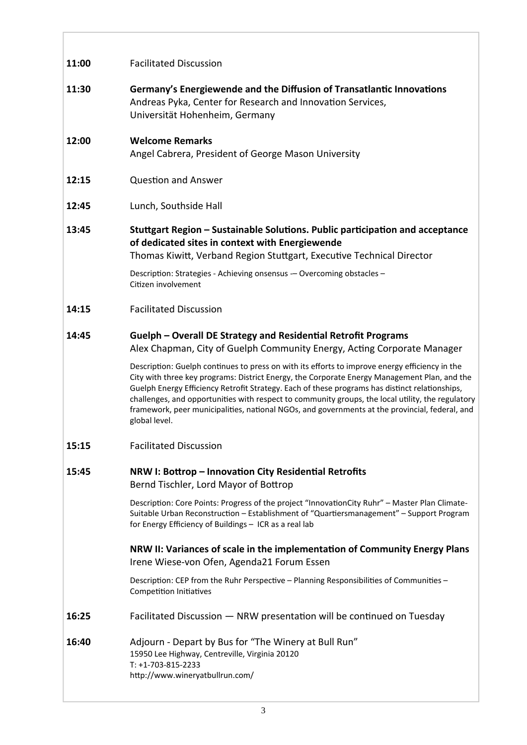**11:00** Facilitated Discussion

**11:30** **Germany's Energiewende and the Diffusion of Transatlantic Innovations**
Andreas Pyka, Center for Research and Innovation Services,
Universität Hohenheim, Germany

**12:00** **Welcome Remarks**
Angel Cabrera, President of George Mason University

**12:15** Question and Answer

**12:45** Lunch, Southside Hall

**13:45** **Stuttgart Region – Sustainable Solutions. Public participation and acceptance of dedicated sites in context with Energiewende**
Thomas Kiwitt, Verband Region Stuttgart, Executive Technical Director

Description: Strategies - Achieving onsensus -– Overcoming obstacles –
Citizen involvement

**14:15** Facilitated Discussion

**14:45** **Guelph – Overall DE Strategy and Residential Retrofit Programs**
Alex Chapman, City of Guelph Community Energy, Acting Corporate Manager

Description: Guelph continues to press on with its efforts to improve energy efficiency in the City with three key programs: District Energy, the Corporate Energy Management Plan, and the Guelph Energy Efficiency Retrofit Strategy. Each of these programs has distinct relationships, challenges, and opportunities with respect to community groups, the local utility, the regulatory framework, peer municipalities, national NGOs, and governments at the provincial, federal, and global level.

**15:15** Facilitated Discussion

**15:45** **NRW I: Bottrop – Innovation City Residential Retrofits**
Bernd Tischler, Lord Mayor of Bottrop

Description: Core Points: Progress of the project "InnovationCity Ruhr" – Master Plan Climate-Suitable Urban Reconstruction – Establishment of "Quartiersmanagement" – Support Program for Energy Efficiency of Buildings – ICR as a real lab

**NRW II: Variances of scale in the implementation of Community Energy Plans**
Irene Wiese-von Ofen, Agenda21 Forum Essen

Description: CEP from the Ruhr Perspective – Planning Responsibilities of Communities – Competition Initiatives

**16:25** Facilitated Discussion — NRW presentation will be continued on Tuesday

**16:40** Adjourn - Depart by Bus for "The Winery at Bull Run"
15950 Lee Highway, Centreville, Virginia 20120
T: +1-703-815-2233
http://www.wineryatbullrun.com/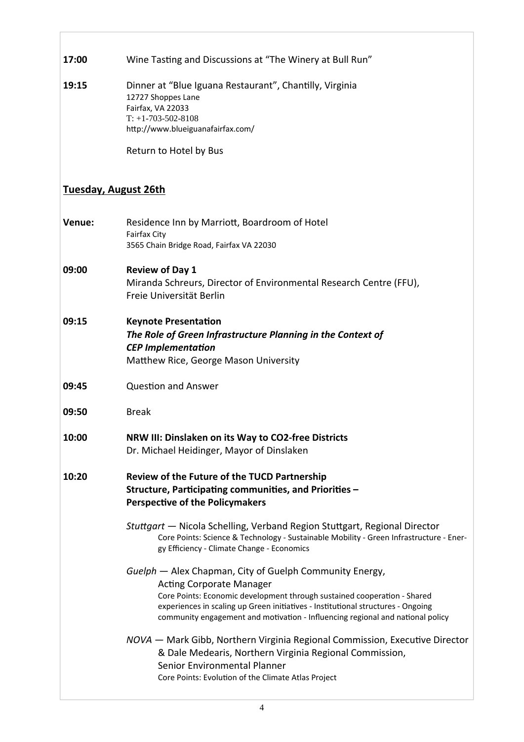**17:00** Wine Tasting and Discussions at "The Winery at Bull Run"

**19:15** Dinner at "Blue Iguana Restaurant", Chantilly, Virginia
12727 Shoppes Lane
Fairfax, VA 22033
T: +1-703-502-8108
http://www.blueiguanafairfax.com/

Return to Hotel by Bus

## Tuesday, August 26th

**Venue:** Residence Inn by Marriott, Boardroom of Hotel
Fairfax City
3565 Chain Bridge Road, Fairfax VA 22030

**09:00** **Review of Day 1**
Miranda Schreurs, Director of Environmental Research Centre (FFU), Freie Universität Berlin

**09:15** **Keynote Presentation**
***The Role of Green Infrastructure Planning in the Context of CEP Implementation***
Matthew Rice, George Mason University

**09:45** Question and Answer

**09:50** Break

**10:00** **NRW III: Dinslaken on its Way to CO2-free Districts**
Dr. Michael Heidinger, Mayor of Dinslaken

**10:20** **Review of the Future of the TUCD Partnership**
**Structure, Participating communities, and Priorities – Perspective of the Policymakers**

*Stuttgart* — Nicola Schelling, Verband Region Stuttgart, Regional Director
Core Points: Science & Technology - Sustainable Mobility - Green Infrastructure - Energy Efficiency - Climate Change - Economics

*Guelph* — Alex Chapman, City of Guelph Community Energy, Acting Corporate Manager
Core Points: Economic development through sustained cooperation - Shared experiences in scaling up Green initiatives - Institutional structures - Ongoing community engagement and motivation - Influencing regional and national policy

*NOVA* — Mark Gibb, Northern Virginia Regional Commission, Executive Director & Dale Medearis, Northern Virginia Regional Commission, Senior Environmental Planner
Core Points: Evolution of the Climate Atlas Project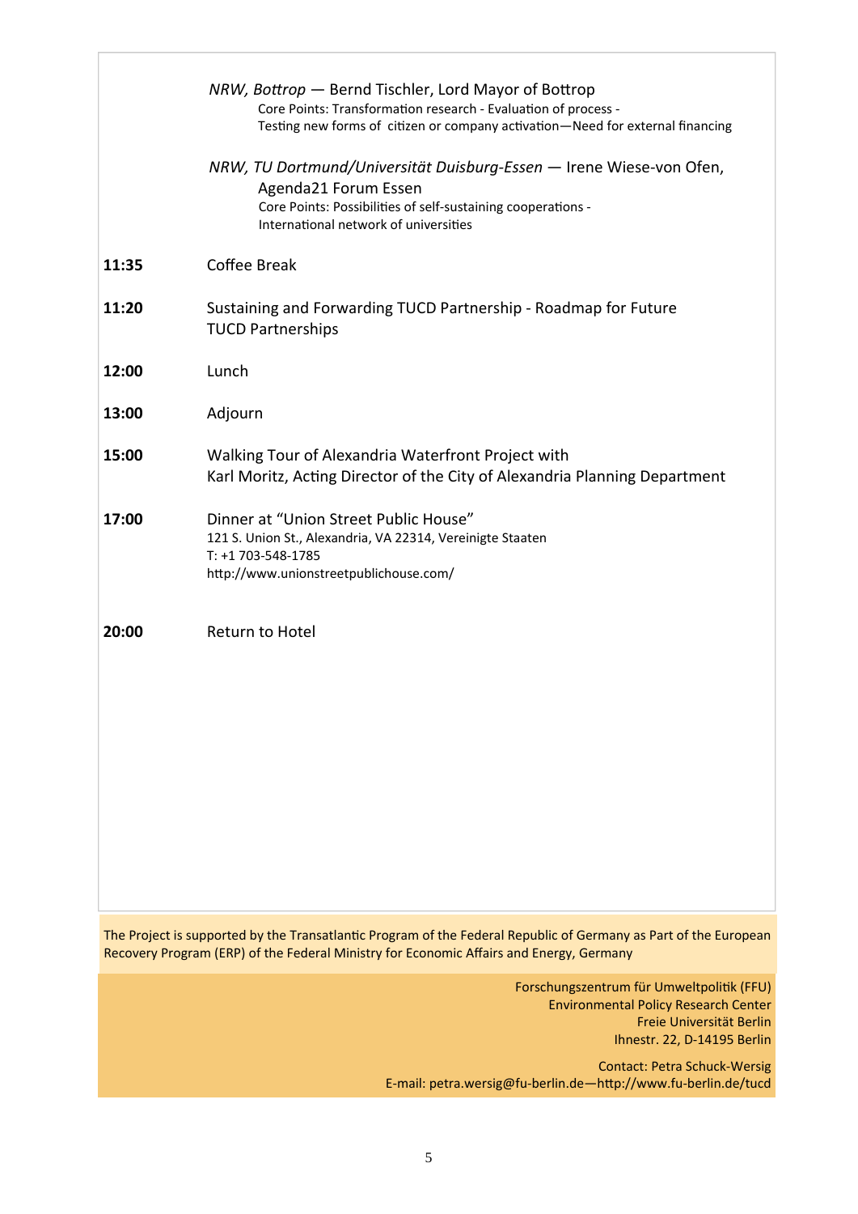*NRW, Bottrop* — Bernd Tischler, Lord Mayor of Bottrop
Core Points: Transformation research - Evaluation of process - Testing new forms of citizen or company activation—Need for external financing

*NRW, TU Dortmund/Universität Duisburg-Essen* — Irene Wiese-von Ofen, Agenda21 Forum Essen
Core Points: Possibilities of self-sustaining cooperations - International network of universities

**11:35** Coffee Break

**11:20** Sustaining and Forwarding TUCD Partnership - Roadmap for Future TUCD Partnerships

**12:00** Lunch

**13:00** Adjourn

**15:00** Walking Tour of Alexandria Waterfront Project with Karl Moritz, Acting Director of the City of Alexandria Planning Department

**17:00** Dinner at "Union Street Public House"
121 S. Union St., Alexandria, VA 22314, Vereinigte Staaten
T: +1 703-548-1785
http://www.unionstreetpublichouse.com/

**20:00** Return to Hotel

The Project is supported by the Transatlantic Program of the Federal Republic of Germany as Part of the European Recovery Program (ERP) of the Federal Ministry for Economic Affairs and Energy, Germany

Forschungszentrum für Umweltpolitik (FFU)
Environmental Policy Research Center
Freie Universität Berlin
Ihnestr. 22, D-14195 Berlin

Contact: Petra Schuck-Wersig
E-mail: petra.wersig@fu-berlin.de—http://www.fu-berlin.de/tucd